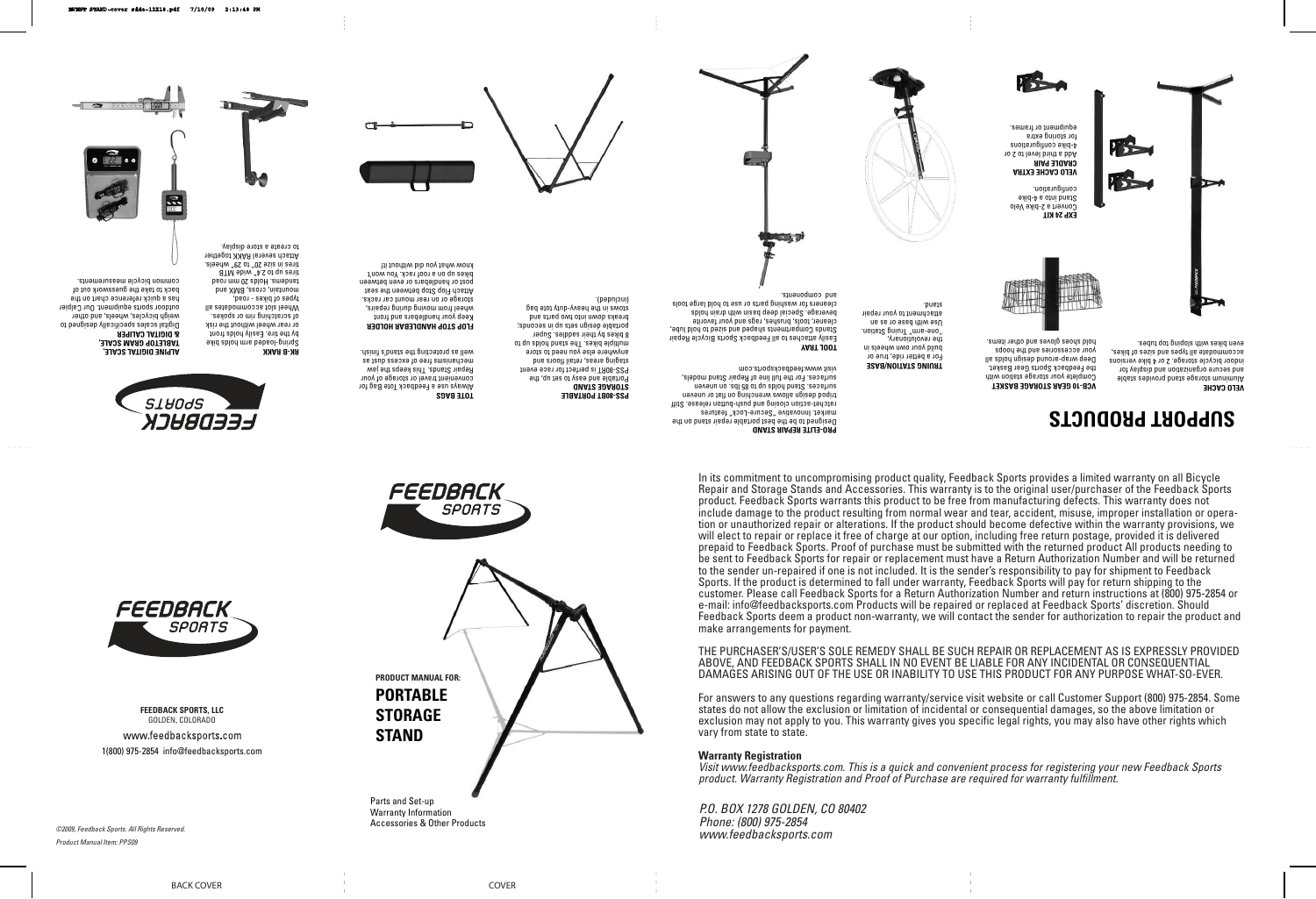# SUPPORT PRODUCTS

**VELO CACHE**
Aluminum storage stand provides stable and secure organization and display for indoor bicycle storage. 2 or 4 bike versions accommodate all types and sizes of bikes, even bikes with sloping top tubes.

**VCB-10 GEAR STORAGE BASKET**
Complete your storage station with the Feedback Sports Gear Basket. Deep wrap-around design holds all your accessories and the hoops hold shoes gloves and other items.

**EXP 24 KIT**
Convert a 2-bike Velo Stand into a 4-bike configuration.

**VELO CACHE EXTRA CRADLE PAIR**
Add a third level to 2 or 4-bike configurations for storing extra equipment or frames.

**PRO-ELITE REPAIR STAND**
Designed to be the best portable repair stand on the market. Innovative "Secure-Lock" features ratchet-action closing and push-button release. Stiff tripod design allows wrenching on flat or uneven surfaces. Stand holds up to 85 lbs. on uneven surfaces. For the full line of Repair Stand models, visit www.feedbacksports.com

**TRUING STATION/BASE**
For a better ride, true or build your own wheels in the revolutionary, "one-arm" Truing Station. Use with base or as an attachment to your repair stand.

**TOOL TRAY**
Easily attaches to all Feedback Sports Bicycle Repair Stands Compartments shaped and sized to hold lube, cleaner, tools, brushes, rags and your favorite beverage. Special deep basin with drain holds cleaners for washing parts or use to hold large tools and components.

**PSS-80BT PORTABLE STORAGE STAND**
Portable and easy to set up, the PSS-80BT is perfect for race event staging areas, retail floors and anywhere else you need to store multiple bikes. The stand holds up to 8 bikes by their saddles. Super portable design sets up in seconds; breaks down into two parts and stows in the heavy-duty tote bag (included).

**TOTE BAGS**
Always use a Feedback Tote Bag for convenient travel or storage of your Repair Stands. This keeps the jaw mechanisms free of excess dust as well as protecting the stand's finish.

**FLOP STOP HANDLEBAR HOLDER**
Keep your handlebars and front wheel from moving during repairs, storage or on rear mount car racks. Attach Flop Stop between the seat post of handlebars or even between bikes up on a roof rack. You won't know what you did without it!

**RK-B RAKK**
Spring-loaded arm holds bike by the tire. Easily holds front or rear wheel without the risk of scratching rim or spokes. Wheel slot accommodates all types of bikes - road, mountain, cross, BMX and tandems. Holds 20 mm road tires up to 2.4" wide MTB tires in size 20" to 29" wheels. Attach several RAKK together to create a store display.

**ALPINE DIGITAL SCALE, TABLETOP GRAM SCALE, & DIGITAL CALIPER**
Digital scales specifically designed to weigh bicycles, wheels, and other outdoor sports equipment. Our Calipe has a quick reference chart on the back to take the guesswork out of common bicycle measurements.

FEEDBACK SPORTS

FEEDBACK SPORTS

**FEEDBACK SPORTS, LLC**
GOLDEN, COLORADO

www.feedbacksports.com

1(800) 975-2854 info@feedbacksports.com

*©2009, Feedback Sports. All Rights Reserved.*

*Product Manual Item: PPS09*

BACK COVER

FEEDBACK SPORTS

**PRODUCT MANUAL FOR:**

# PORTABLE STORAGE STAND

Parts and Set-up
Warranty Information
Accessories & Other Products

COVER

In its commitment to uncompromising product quality, Feedback Sports provides a limited warranty on all Bicycle Repair and Storage Stands and Accessories. This warranty is to the original user/purchaser of the Feedback Sports product. Feedback Sports warrants this product to be free from manufacturing defects. This warranty does not include damage to the product resulting from normal wear and tear, accident, misuse, improper installation or operation or unauthorized repair or alterations. If the product should become defective within the warranty provisions, we will elect to repair or replace it free of charge at our option, including free return postage, provided it is delivered prepaid to Feedback Sports. Proof of purchase must be submitted with the returned product All products needing to be sent to Feedback Sports for repair or replacement must have a Return Authorization Number and will be returned to the sender un-repaired if one is not included. It is the sender's responsibility to pay for shipment to Feedback Sports. If the product is determined to fall under warranty, Feedback Sports will pay for return shipping to the customer. Please call Feedback Sports for a Return Authorization Number and return instructions at (800) 975-2854 or e-mail: info@feedbacksports.com Products will be repaired or replaced at Feedback Sports' discretion. Should Feedback Sports deem a product non-warranty, we will contact the sender for authorization to repair the product and make arrangements for payment.

THE PURCHASER'S/USER'S SOLE REMEDY SHALL BE SUCH REPAIR OR REPLACEMENT AS IS EXPRESSLY PROVIDED ABOVE, AND FEEDBACK SPORTS SHALL IN NO EVENT BE LIABLE FOR ANY INCIDENTAL OR CONSEQUENTIAL DAMAGES ARISING OUT OF THE USE OR INABILITY TO USE THIS PRODUCT FOR ANY PURPOSE WHAT-SO-EVER.

For answers to any questions regarding warranty/service visit website or call Customer Support (800) 975-2854. Some states do not allow the exclusion or limitation of incidental or consequential damages, so the above limitation or exclusion may not apply to you. This warranty gives you specific legal rights, you may also have other rights which vary from state to state.

**Warranty Registration**

*Visit www.feedbacksports.com. This is a quick and convenient process for registering your new Feedback Sports product. Warranty Registration and Proof of Purchase are required for warranty fulfillment.*

*P.O. BOX 1278 GOLDEN, CO 80402*
*Phone: (800) 975-2854*
*www.feedbacksports.com*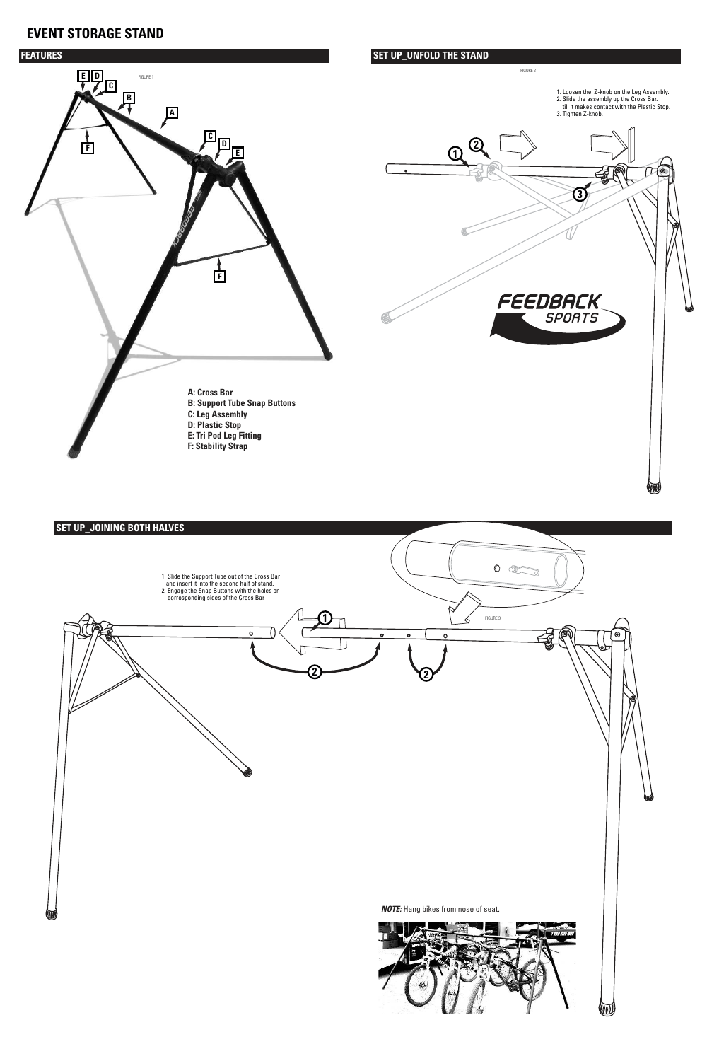# EVENT STORAGE STAND

## FEATURES

FIGURE 1

- **A: Cross Bar**
- **B: Support Tube Snap Buttons**
- **C: Leg Assembly**
- **D: Plastic Stop**
- **E: Tri Pod Leg Fitting**
- **F: Stability Strap**

## SET UP_UNFOLD THE STAND

FIGURE 2

1. Loosen the Z-knob on the Leg Assembly.
2. Slide the assembly up the Cross Bar. till it makes contact with the Plastic Stop.
3. Tighten Z-knob.

## SET UP_JOINING BOTH HALVES

FIGURE 3

1. Slide the Support Tube out of the Cross Bar and insert it into the second half of stand.
2. Engage the Snap Buttons with the holes on corrosponding sides of the Cross Bar

***NOTE:*** Hang bikes from nose of seat.